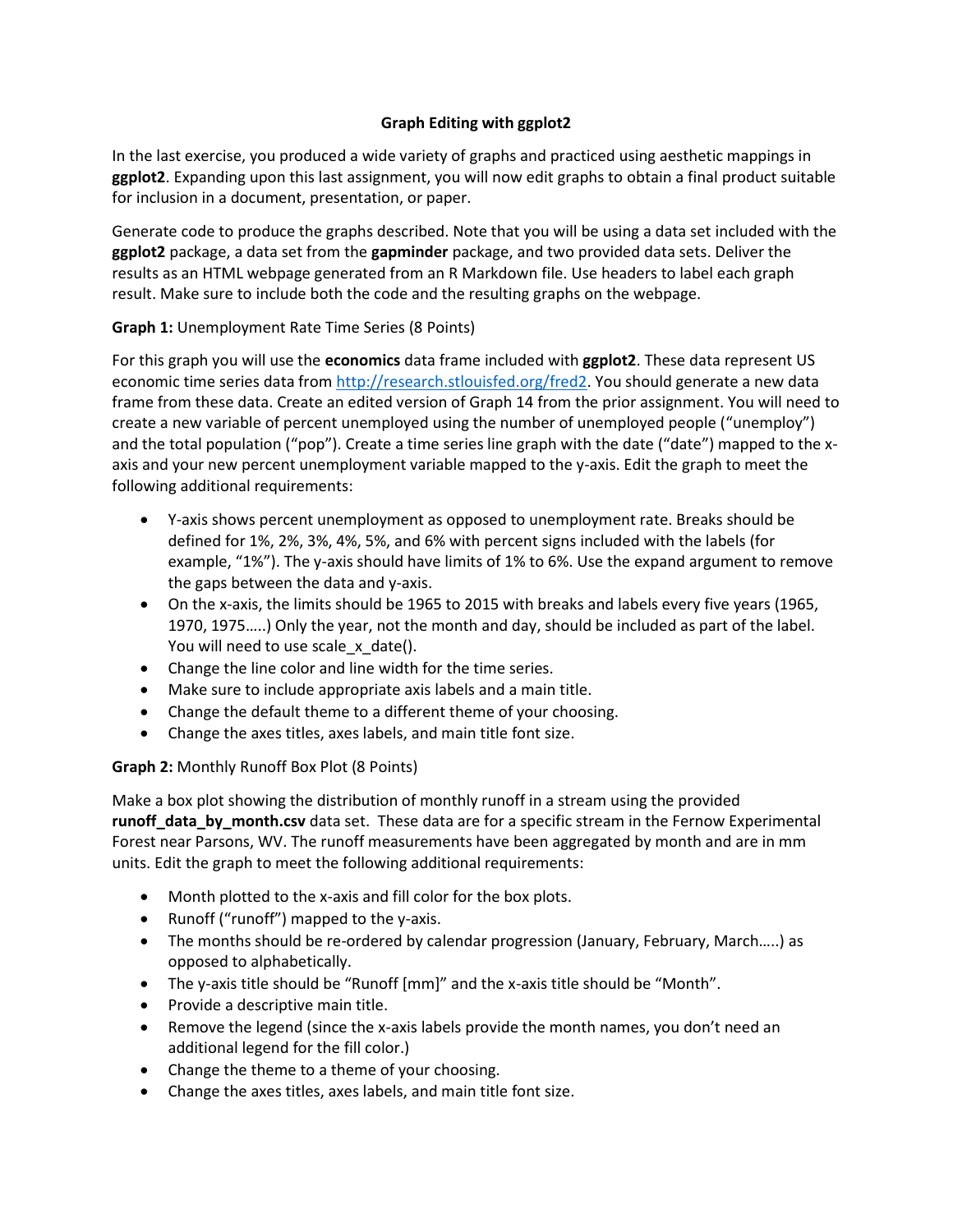# Graph Editing with ggplot2

In the last exercise, you produced a wide variety of graphs and practiced using aesthetic mappings in **ggplot2**. Expanding upon this last assignment, you will now edit graphs to obtain a final product suitable for inclusion in a document, presentation, or paper.

Generate code to produce the graphs described. Note that you will be using a data set included with the **ggplot2** package, a data set from the **gapminder** package, and two provided data sets. Deliver the results as an HTML webpage generated from an R Markdown file. Use headers to label each graph result. Make sure to include both the code and the resulting graphs on the webpage.

**Graph 1:** Unemployment Rate Time Series (8 Points)

For this graph you will use the **economics** data frame included with **ggplot2**. These data represent US economic time series data from http://research.stlouisfed.org/fred2. You should generate a new data frame from these data. Create an edited version of Graph 14 from the prior assignment. You will need to create a new variable of percent unemployed using the number of unemployed people ("unemploy") and the total population ("pop"). Create a time series line graph with the date ("date") mapped to the x-axis and your new percent unemployment variable mapped to the y-axis. Edit the graph to meet the following additional requirements:

- Y-axis shows percent unemployment as opposed to unemployment rate. Breaks should be defined for 1%, 2%, 3%, 4%, 5%, and 6% with percent signs included with the labels (for example, "1%"). The y-axis should have limits of 1% to 6%. Use the expand argument to remove the gaps between the data and y-axis.
- On the x-axis, the limits should be 1965 to 2015 with breaks and labels every five years (1965, 1970, 1975…..) Only the year, not the month and day, should be included as part of the label. You will need to use scale_x_date().
- Change the line color and line width for the time series.
- Make sure to include appropriate axis labels and a main title.
- Change the default theme to a different theme of your choosing.
- Change the axes titles, axes labels, and main title font size.

**Graph 2:** Monthly Runoff Box Plot (8 Points)

Make a box plot showing the distribution of monthly runoff in a stream using the provided **runoff_data_by_month.csv** data set. These data are for a specific stream in the Fernow Experimental Forest near Parsons, WV. The runoff measurements have been aggregated by month and are in mm units. Edit the graph to meet the following additional requirements:

- Month plotted to the x-axis and fill color for the box plots.
- Runoff ("runoff") mapped to the y-axis.
- The months should be re-ordered by calendar progression (January, February, March…..) as opposed to alphabetically.
- The y-axis title should be "Runoff [mm]" and the x-axis title should be "Month".
- Provide a descriptive main title.
- Remove the legend (since the x-axis labels provide the month names, you don't need an additional legend for the fill color.)
- Change the theme to a theme of your choosing.
- Change the axes titles, axes labels, and main title font size.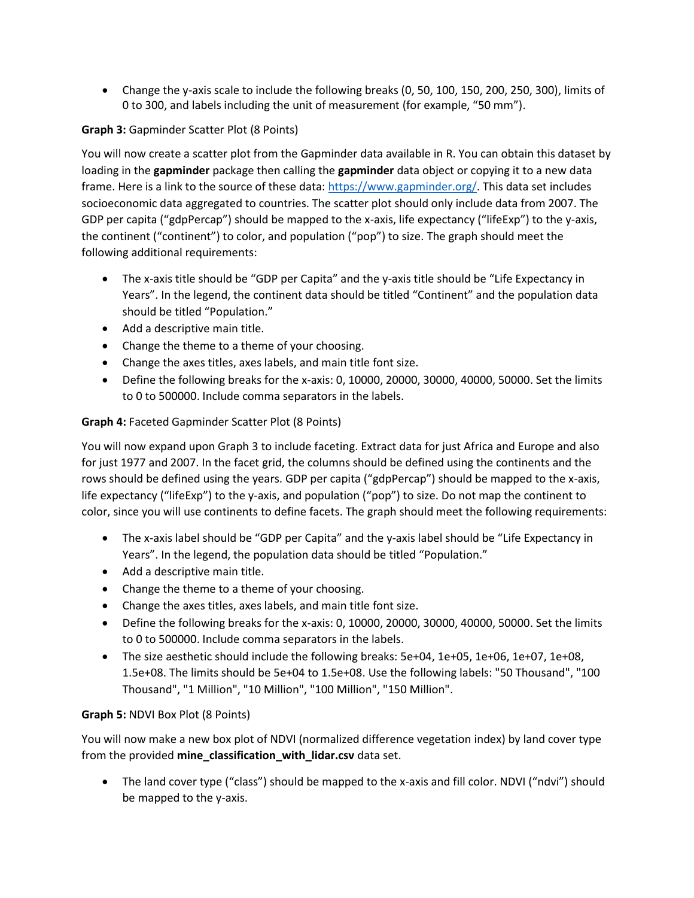- Change the y-axis scale to include the following breaks (0, 50, 100, 150, 200, 250, 300), limits of 0 to 300, and labels including the unit of measurement (for example, "50 mm").

**Graph 3:** Gapminder Scatter Plot (8 Points)

You will now create a scatter plot from the Gapminder data available in R. You can obtain this dataset by loading in the **gapminder** package then calling the **gapminder** data object or copying it to a new data frame. Here is a link to the source of these data: https://www.gapminder.org/. This data set includes socioeconomic data aggregated to countries. The scatter plot should only include data from 2007. The GDP per capita ("gdpPercap") should be mapped to the x-axis, life expectancy ("lifeExp") to the y-axis, the continent ("continent") to color, and population ("pop") to size. The graph should meet the following additional requirements:

- The x-axis title should be "GDP per Capita" and the y-axis title should be "Life Expectancy in Years". In the legend, the continent data should be titled "Continent" and the population data should be titled "Population."
- Add a descriptive main title.
- Change the theme to a theme of your choosing.
- Change the axes titles, axes labels, and main title font size.
- Define the following breaks for the x-axis: 0, 10000, 20000, 30000, 40000, 50000. Set the limits to 0 to 500000. Include comma separators in the labels.

**Graph 4:** Faceted Gapminder Scatter Plot (8 Points)

You will now expand upon Graph 3 to include faceting. Extract data for just Africa and Europe and also for just 1977 and 2007. In the facet grid, the columns should be defined using the continents and the rows should be defined using the years. GDP per capita ("gdpPercap") should be mapped to the x-axis, life expectancy ("lifeExp") to the y-axis, and population ("pop") to size. Do not map the continent to color, since you will use continents to define facets. The graph should meet the following requirements:

- The x-axis label should be "GDP per Capita" and the y-axis label should be "Life Expectancy in Years". In the legend, the population data should be titled "Population."
- Add a descriptive main title.
- Change the theme to a theme of your choosing.
- Change the axes titles, axes labels, and main title font size.
- Define the following breaks for the x-axis: 0, 10000, 20000, 30000, 40000, 50000. Set the limits to 0 to 500000. Include comma separators in the labels.
- The size aesthetic should include the following breaks: 5e+04, 1e+05, 1e+06, 1e+07, 1e+08, 1.5e+08. The limits should be 5e+04 to 1.5e+08. Use the following labels: "50 Thousand", "100 Thousand", "1 Million", "10 Million", "100 Million", "150 Million".

**Graph 5:** NDVI Box Plot (8 Points)

You will now make a new box plot of NDVI (normalized difference vegetation index) by land cover type from the provided **mine_classification_with_lidar.csv** data set.

- The land cover type ("class") should be mapped to the x-axis and fill color. NDVI ("ndvi") should be mapped to the y-axis.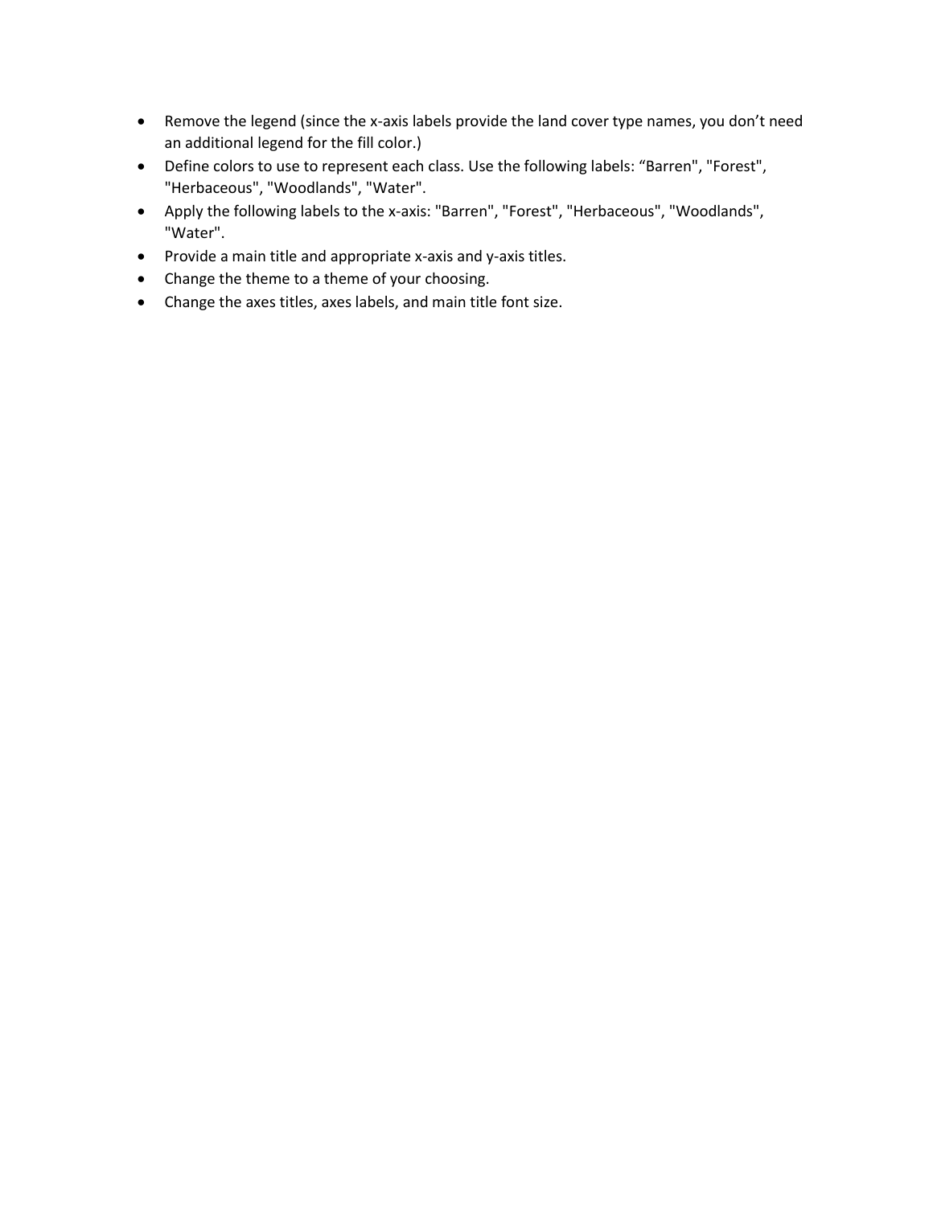- Remove the legend (since the x-axis labels provide the land cover type names, you don't need an additional legend for the fill color.)
- Define colors to use to represent each class. Use the following labels: "Barren", "Forest", "Herbaceous", "Woodlands", "Water".
- Apply the following labels to the x-axis: "Barren", "Forest", "Herbaceous", "Woodlands", "Water".
- Provide a main title and appropriate x-axis and y-axis titles.
- Change the theme to a theme of your choosing.
- Change the axes titles, axes labels, and main title font size.